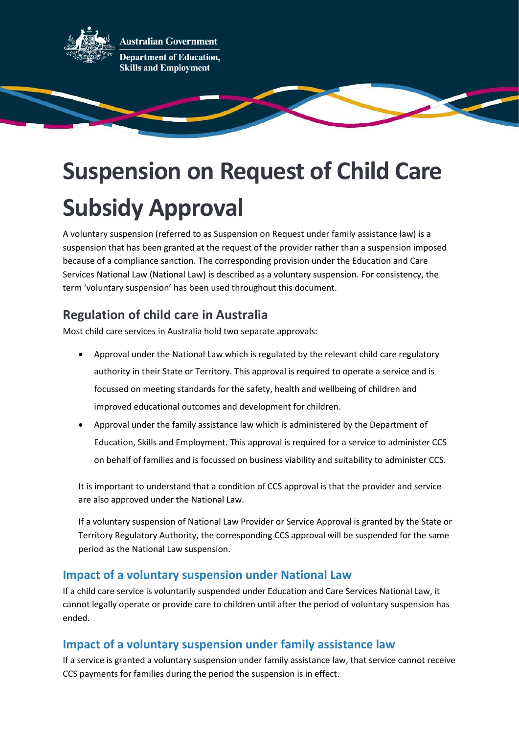Australian Government

Department of Education, Skills and Employment

# Suspension on Request of Child Care Subsidy Approval

A voluntary suspension (referred to as Suspension on Request under family assistance law) is a suspension that has been granted at the request of the provider rather than a suspension imposed because of a compliance sanction. The corresponding provision under the Education and Care Services National Law (National Law) is described as a voluntary suspension. For consistency, the term 'voluntary suspension' has been used throughout this document.

## Regulation of child care in Australia

Most child care services in Australia hold two separate approvals:

- Approval under the National Law which is regulated by the relevant child care regulatory authority in their State or Territory. This approval is required to operate a service and is focussed on meeting standards for the safety, health and wellbeing of children and improved educational outcomes and development for children.
- Approval under the family assistance law which is administered by the Department of Education, Skills and Employment. This approval is required for a service to administer CCS on behalf of families and is focussed on business viability and suitability to administer CCS.

It is important to understand that a condition of CCS approval is that the provider and service are also approved under the National Law.

If a voluntary suspension of National Law Provider or Service Approval is granted by the State or Territory Regulatory Authority, the corresponding CCS approval will be suspended for the same period as the National Law suspension.

### Impact of a voluntary suspension under National Law

If a child care service is voluntarily suspended under Education and Care Services National Law, it cannot legally operate or provide care to children until after the period of voluntary suspension has ended.

### Impact of a voluntary suspension under family assistance law

If a service is granted a voluntary suspension under family assistance law, that service cannot receive CCS payments for families during the period the suspension is in effect.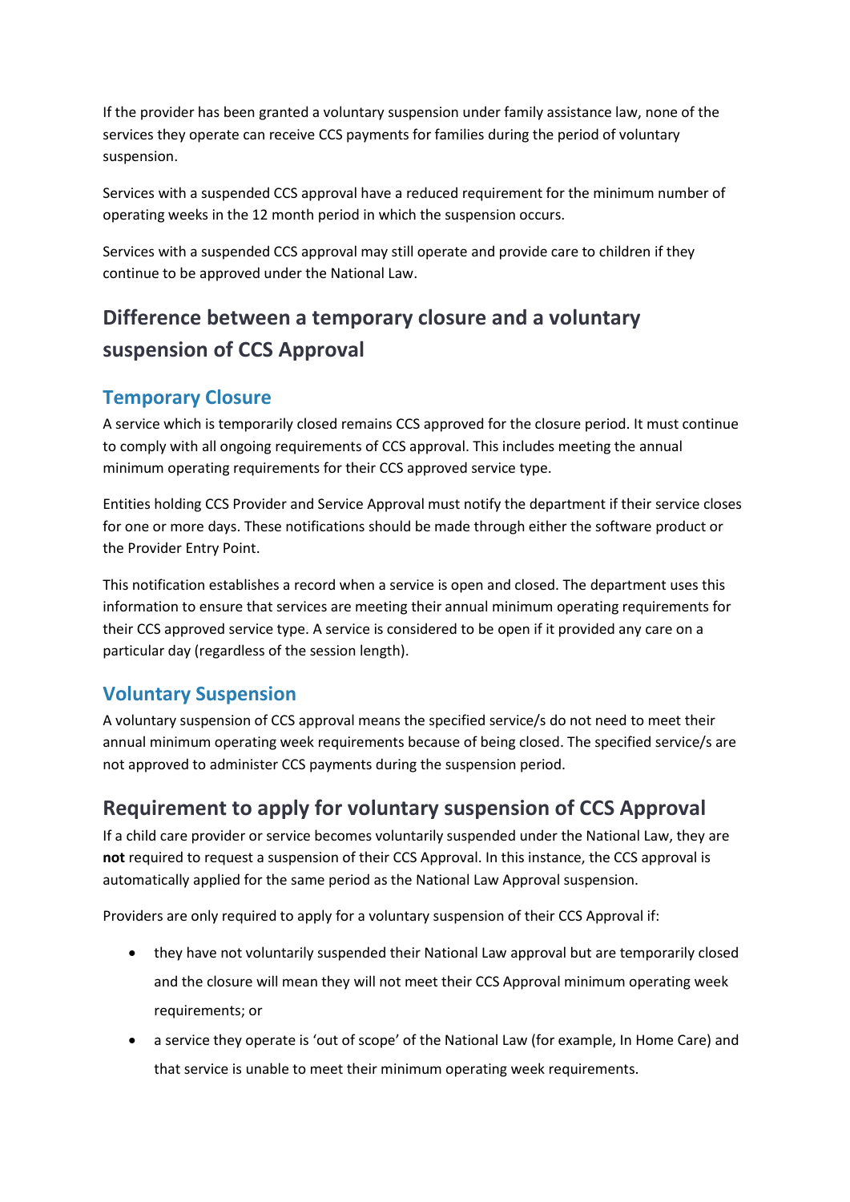If the provider has been granted a voluntary suspension under family assistance law, none of the services they operate can receive CCS payments for families during the period of voluntary suspension.

Services with a suspended CCS approval have a reduced requirement for the minimum number of operating weeks in the 12 month period in which the suspension occurs.

Services with a suspended CCS approval may still operate and provide care to children if they continue to be approved under the National Law.

## Difference between a temporary closure and a voluntary suspension of CCS Approval

### Temporary Closure

A service which is temporarily closed remains CCS approved for the closure period. It must continue to comply with all ongoing requirements of CCS approval. This includes meeting the annual minimum operating requirements for their CCS approved service type.

Entities holding CCS Provider and Service Approval must notify the department if their service closes for one or more days. These notifications should be made through either the software product or the Provider Entry Point.

This notification establishes a record when a service is open and closed. The department uses this information to ensure that services are meeting their annual minimum operating requirements for their CCS approved service type. A service is considered to be open if it provided any care on a particular day (regardless of the session length).

### Voluntary Suspension

A voluntary suspension of CCS approval means the specified service/s do not need to meet their annual minimum operating week requirements because of being closed. The specified service/s are not approved to administer CCS payments during the suspension period.

## Requirement to apply for voluntary suspension of CCS Approval

If a child care provider or service becomes voluntarily suspended under the National Law, they are **not** required to request a suspension of their CCS Approval. In this instance, the CCS approval is automatically applied for the same period as the National Law Approval suspension.

Providers are only required to apply for a voluntary suspension of their CCS Approval if:

- they have not voluntarily suspended their National Law approval but are temporarily closed and the closure will mean they will not meet their CCS Approval minimum operating week requirements; or
- a service they operate is 'out of scope' of the National Law (for example, In Home Care) and that service is unable to meet their minimum operating week requirements.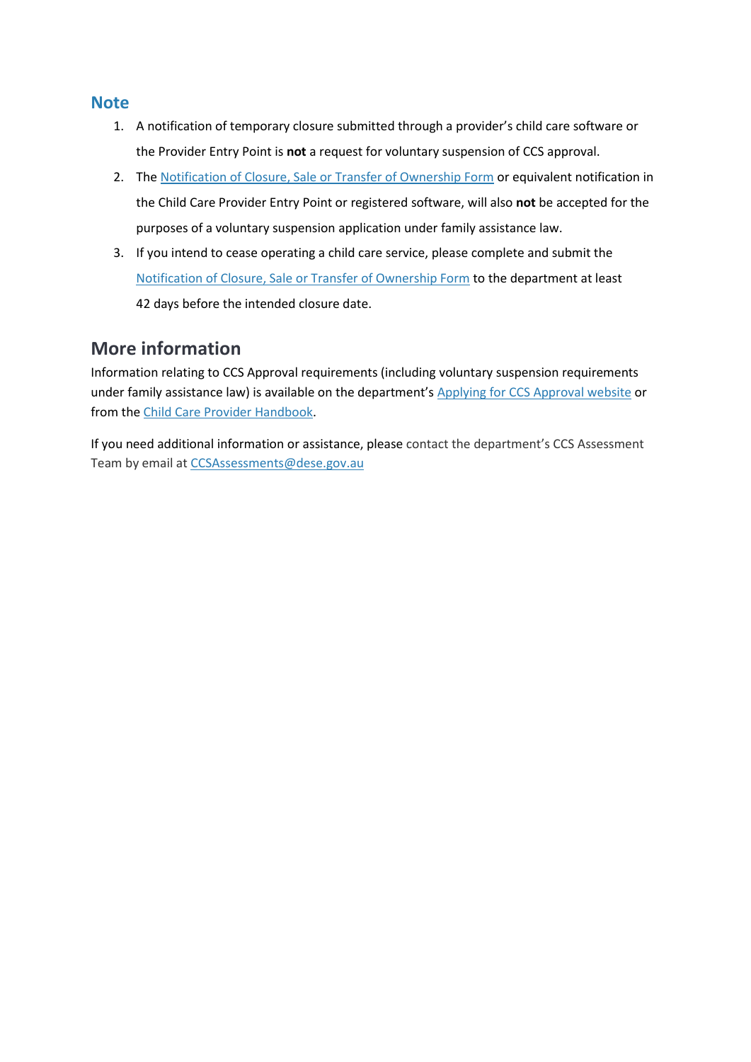## Note

1. A notification of temporary closure submitted through a provider's child care software or the Provider Entry Point is **not** a request for voluntary suspension of CCS approval.
2. The Notification of Closure, Sale or Transfer of Ownership Form or equivalent notification in the Child Care Provider Entry Point or registered software, will also **not** be accepted for the purposes of a voluntary suspension application under family assistance law.
3. If you intend to cease operating a child care service, please complete and submit the Notification of Closure, Sale or Transfer of Ownership Form to the department at least 42 days before the intended closure date.

## More information

Information relating to CCS Approval requirements (including voluntary suspension requirements under family assistance law) is available on the department's Applying for CCS Approval website or from the Child Care Provider Handbook.

If you need additional information or assistance, please contact the department's CCS Assessment Team by email at CCSAssessments@dese.gov.au